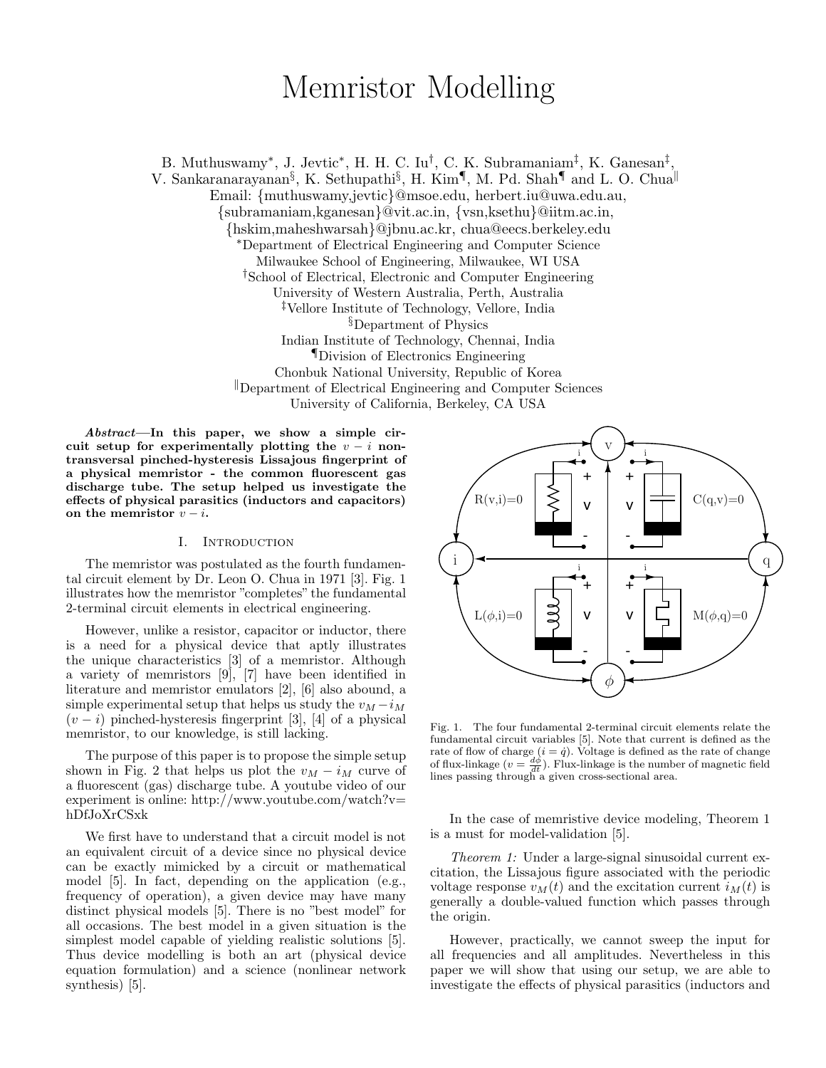# Memristor Modelling

B. Muthuswamy*, J. Jevtic*, H. H. C. Iu[†], C. K. Subramaniam[‡], K. Ganesan[‡], V. Sankaranarayanan[§], K. Sethupathi[§], H. Kim[¶], M. Pd. Shah[¶] and L. O. Chua[‖]

Email: {muthuswamy,jevtic}@msoe.edu, herbert.iu@uwa.edu.au, {subramaniam,kganesan}@vit.ac.in, {vsn,ksethu}@iitm.ac.in, {hskim,maheshwarsah}@jbnu.ac.kr, chua@eecs.berkeley.edu

*Department of Electrical Engineering and Computer Science
Milwaukee School of Engineering, Milwaukee, WI USA

[†]School of Electrical, Electronic and Computer Engineering
University of Western Australia, Perth, Australia

[‡]Vellore Institute of Technology, Vellore, India

[§]Department of Physics
Indian Institute of Technology, Chennai, India

[¶]Division of Electronics Engineering
Chonbuk National University, Republic of Korea

[‖]Department of Electrical Engineering and Computer Sciences
University of California, Berkeley, CA USA

***Abstract*—In this paper, we show a simple circuit setup for experimentally plotting the $v - i$ nontransversal pinched-hysteresis Lissajous fingerprint of a physical memristor - the common fluorescent gas discharge tube. The setup helped us investigate the effects of physical parasitics (inductors and capacitors) on the memristor $v - i$.**

## I. Introduction

The memristor was postulated as the fourth fundamental circuit element by Dr. Leon O. Chua in 1971 [3]. Fig. 1 illustrates how the memristor "completes" the fundamental 2-terminal circuit elements in electrical engineering.

However, unlike a resistor, capacitor or inductor, there is a need for a physical device that aptly illustrates the unique characteristics [3] of a memristor. Although a variety of memristors [9], [7] have been identified in literature and memristor emulators [2], [6] also abound, a simple experimental setup that helps us study the $v_M - i_M$ $(v - i)$ pinched-hysteresis fingerprint [3], [4] of a physical memristor, to our knowledge, is still lacking.

The purpose of this paper is to propose the simple setup shown in Fig. 2 that helps us plot the $v_M - i_M$ curve of a fluorescent (gas) discharge tube. A youtube video of our experiment is online: http://www.youtube.com/watch?v=hDfJoXrCSxk

We first have to understand that a circuit model is not an equivalent circuit of a device since no physical device can be exactly mimicked by a circuit or mathematical model [5]. In fact, depending on the application (e.g., frequency of operation), a given device may have many distinct physical models [5]. There is no "best model" for all occasions. The best model in a given situation is the simplest model capable of yielding realistic solutions [5]. Thus device modelling is both an art (physical device equation formulation) and a science (nonlinear network synthesis) [5].

Fig. 1. The four fundamental 2-terminal circuit elements relate the fundamental circuit variables [5]. Note that current is defined as the rate of flow of charge ($i = \dot{q}$). Voltage is defined as the rate of change of flux-linkage ($v = \frac{d\phi}{dt}$). Flux-linkage is the number of magnetic field lines passing through a given cross-sectional area.

In the case of memristive device modeling, Theorem 1 is a must for model-validation [5].

*Theorem 1:* Under a large-signal sinusoidal current excitation, the Lissajous figure associated with the periodic voltage response $v_M(t)$ and the excitation current $i_M(t)$ is generally a double-valued function which passes through the origin.

However, practically, we cannot sweep the input for all frequencies and all amplitudes. Nevertheless in this paper we will show that using our setup, we are able to investigate the effects of physical parasitics (inductors and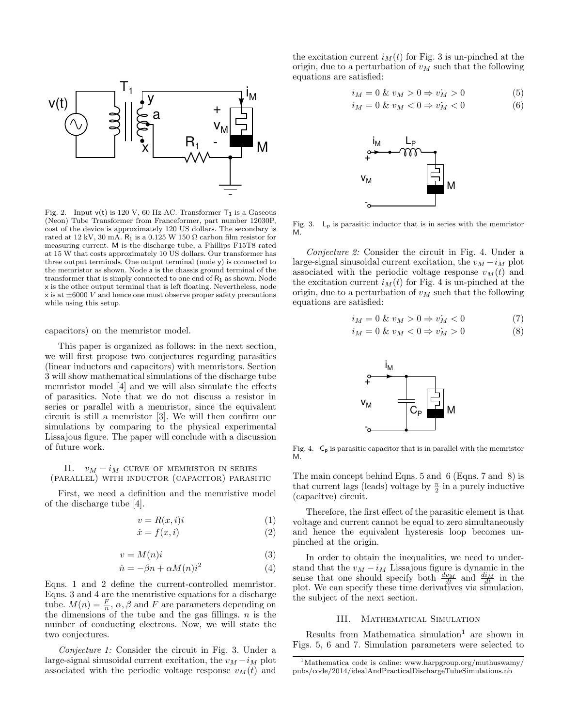Fig. 2. Input v(t) is 120 V, 60 Hz AC. Transformer $T_1$ is a Gaseous (Neon) Tube Transformer from Franceformer, part number 12030P, cost of the device is approximately 120 US dollars. The secondary is rated at 12 kV, 30 mA. $R_1$ is a 0.125 W 150 Ω carbon film resistor for measuring current. M is the discharge tube, a Phillips F15T8 rated at 15 W that costs approximately 10 US dollars. Our transformer has three output terminals. One output terminal (node y) is connected to the memristor as shown. Node a is the chassis ground terminal of the transformer that is simply connected to one end of $R_1$ as shown. Node x is the other output terminal that is left floating. Nevertheless, node x is at $\pm 6000$ V and hence one must observe proper safety precautions while using this setup.

capacitors) on the memristor model.

This paper is organized as follows: in the next section, we will first propose two conjectures regarding parasitics (linear inductors and capacitors) with memristors. Section 3 will show mathematical simulations of the discharge tube memristor model [4] and we will also simulate the effects of parasitics. Note that we do not discuss a resistor in series or parallel with a memristor, since the equivalent circuit is still a memristor [3]. We will then confirm our simulations by comparing to the physical experimental Lissajous figure. The paper will conclude with a discussion of future work.

## II. $v_M - i_M$ curve of memristor in series (parallel) with inductor (capacitor) parasitic

First, we need a definition and the memristive model of the discharge tube [4].

$$v = R(x, i)i \tag{1}$$

$$\dot{x} = f(x, i) \tag{2}$$

$$v = M(n)i \tag{3}$$

$$\dot{n} = -\beta n + \alpha M(n)i^2 \tag{4}$$

Eqns. 1 and 2 define the current-controlled memristor. Eqns. 3 and 4 are the memristive equations for a discharge tube. $M(n) = \frac{F}{n}$, $\alpha, \beta$ and $F$ are parameters depending on the dimensions of the tube and the gas fillings. $n$ is the number of conducting electrons. Now, we will state the two conjectures.

*Conjecture 1:* Consider the circuit in Fig. 3. Under a large-signal sinusoidal current excitation, the $v_M - i_M$ plot associated with the periodic voltage response $v_M(t)$ and the excitation current $i_M(t)$ for Fig. 3 is un-pinched at the origin, due to a perturbation of $v_M$ such that the following equations are satisfied:

$$i_M = 0 \ \& \ v_M > 0 \Rightarrow \dot{v_M} > 0 \tag{5}$$

$$i_M = 0 \ \& \ v_M < 0 \Rightarrow \dot{v_M} < 0 \tag{6}$$

Fig. 3. $L_p$ is parasitic inductor that is in series with the memristor M.

*Conjecture 2:* Consider the circuit in Fig. 4. Under a large-signal sinusoidal current excitation, the $v_M - i_M$ plot associated with the periodic voltage response $v_M(t)$ and the excitation current $i_M(t)$ for Fig. 4 is un-pinched at the origin, due to a perturbation of $v_M$ such that the following equations are satisfied:

$$i_M = 0 \ \& \ v_M > 0 \Rightarrow \dot{v_M} < 0 \tag{7}$$

$$i_M = 0 \ \& \ v_M < 0 \Rightarrow \dot{v_M} > 0 \tag{8}$$

Fig. 4. $C_p$ is parasitic capacitor that is in parallel with the memristor M.

The main concept behind Eqns. 5 and 6 (Eqns. 7 and 8) is that current lags (leads) voltage by $\frac{\pi}{2}$ in a purely inductive (capacitve) circuit.

Therefore, the first effect of the parasitic element is that voltage and current cannot be equal to zero simultaneously and hence the equivalent hysteresis loop becomes unpinched at the origin.

In order to obtain the inequalities, we need to understand that the $v_M - i_M$ Lissajous figure is dynamic in the sense that one should specify both $\frac{dv_M}{dt}$ and $\frac{di_M}{dt}$ in the plot. We can specify these time derivatives via simulation, the subject of the next section.

## III. Mathematical Simulation

Results from Mathematica simulation[1] are shown in Figs. 5, 6 and 7. Simulation parameters were selected to

[1] Mathematica code is online: www.harpgroup.org/muthuswamy/pubs/code/2014/idealAndPracticalDischargeTubeSimulations.nb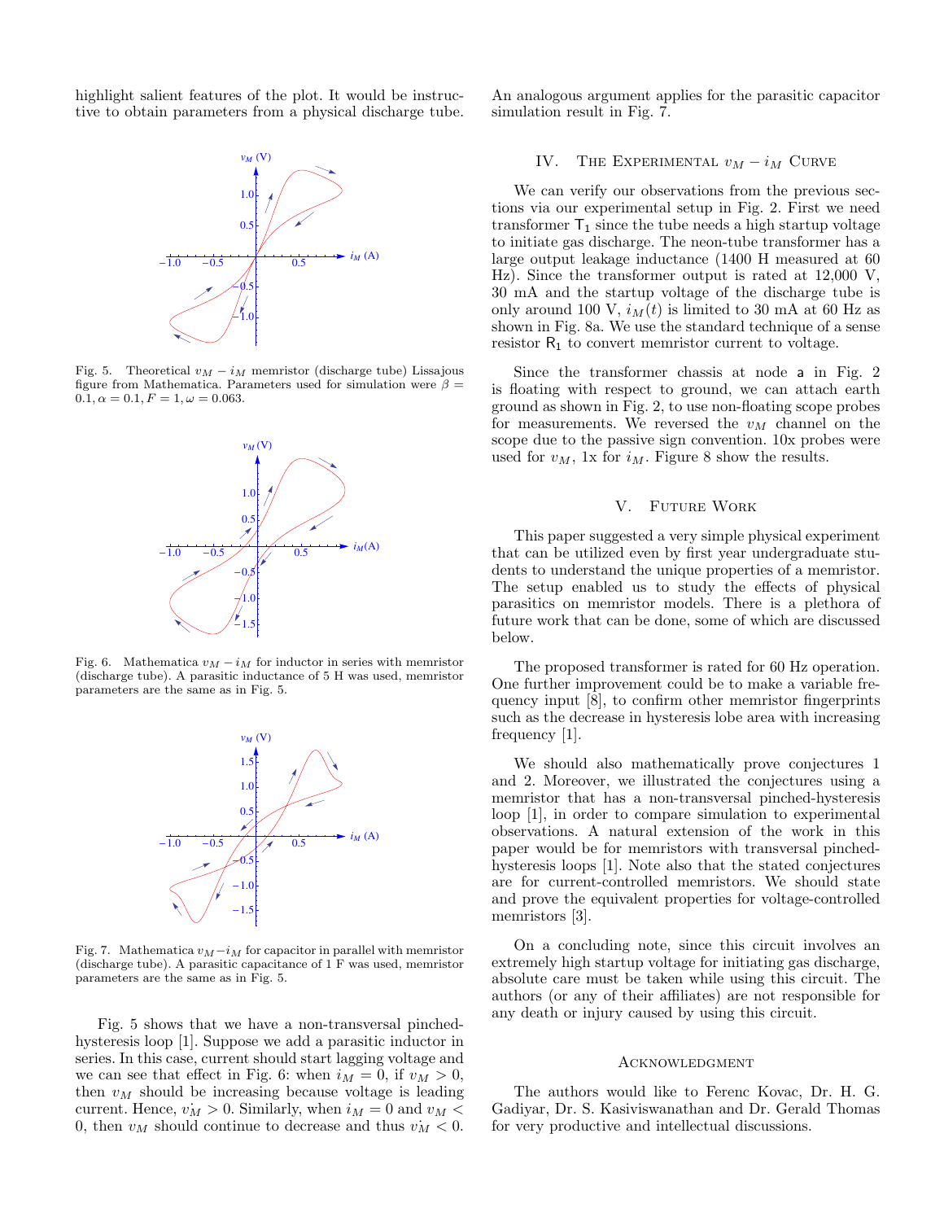highlight salient features of the plot. It would be instructive to obtain parameters from a physical discharge tube.

Fig. 5. Theoretical $v_M - i_M$ memristor (discharge tube) Lissajous figure from Mathematica. Parameters used for simulation were $\beta = 0.1, \alpha = 0.1, F = 1, \omega = 0.063$.

Fig. 6. Mathematica $v_M - i_M$ for inductor in series with memristor (discharge tube). A parasitic inductance of 5 H was used, memristor parameters are the same as in Fig. 5.

Fig. 7. Mathematica $v_M - i_M$ for capacitor in parallel with memristor (discharge tube). A parasitic capacitance of 1 F was used, memristor parameters are the same as in Fig. 5.

Fig. 5 shows that we have a non-transversal pinched-hysteresis loop [1]. Suppose we add a parasitic inductor in series. In this case, current should start lagging voltage and we can see that effect in Fig. 6: when $i_M = 0$, if $v_M > 0$, then $v_M$ should be increasing because voltage is leading current. Hence, $\dot{v_M} > 0$. Similarly, when $i_M = 0$ and $v_M < 0$, then $v_M$ should continue to decrease and thus $\dot{v_M} < 0$. An analogous argument applies for the parasitic capacitor simulation result in Fig. 7.

## IV. The Experimental $v_M - i_M$ Curve

We can verify our observations from the previous sections via our experimental setup in Fig. 2. First we need transformer $\mathsf{T}_1$ since the tube needs a high startup voltage to initiate gas discharge. The neon-tube transformer has a large output leakage inductance (1400 H measured at 60 Hz). Since the transformer output is rated at 12,000 V, 30 mA and the startup voltage of the discharge tube is only around 100 V, $i_M(t)$ is limited to 30 mA at 60 Hz as shown in Fig. 8a. We use the standard technique of a sense resistor $\mathsf{R}_1$ to convert memristor current to voltage.

Since the transformer chassis at node $\mathsf{a}$ in Fig. 2 is floating with respect to ground, we can attach earth ground as shown in Fig. 2, to use non-floating scope probes for measurements. We reversed the $v_M$ channel on the scope due to the passive sign convention. 10x probes were used for $v_M$, 1x for $i_M$. Figure 8 show the results.

## V. Future Work

This paper suggested a very simple physical experiment that can be utilized even by first year undergraduate students to understand the unique properties of a memristor. The setup enabled us to study the effects of physical parasitics on memristor models. There is a plethora of future work that can be done, some of which are discussed below.

The proposed transformer is rated for 60 Hz operation. One further improvement could be to make a variable frequency input [8], to confirm other memristor fingerprints such as the decrease in hysteresis lobe area with increasing frequency [1].

We should also mathematically prove conjectures 1 and 2. Moreover, we illustrated the conjectures using a memristor that has a non-transversal pinched-hysteresis loop [1], in order to compare simulation to experimental observations. A natural extension of the work in this paper would be for memristors with transversal pinched-hysteresis loops [1]. Note also that the stated conjectures are for current-controlled memristors. We should state and prove the equivalent properties for voltage-controlled memristors [3].

On a concluding note, since this circuit involves an extremely high startup voltage for initiating gas discharge, absolute care must be taken while using this circuit. The authors (or any of their affiliates) are not responsible for any death or injury caused by using this circuit.

## Acknowledgment

The authors would like to Ferenc Kovac, Dr. H. G. Gadiyar, Dr. S. Kasiviswanathan and Dr. Gerald Thomas for very productive and intellectual discussions.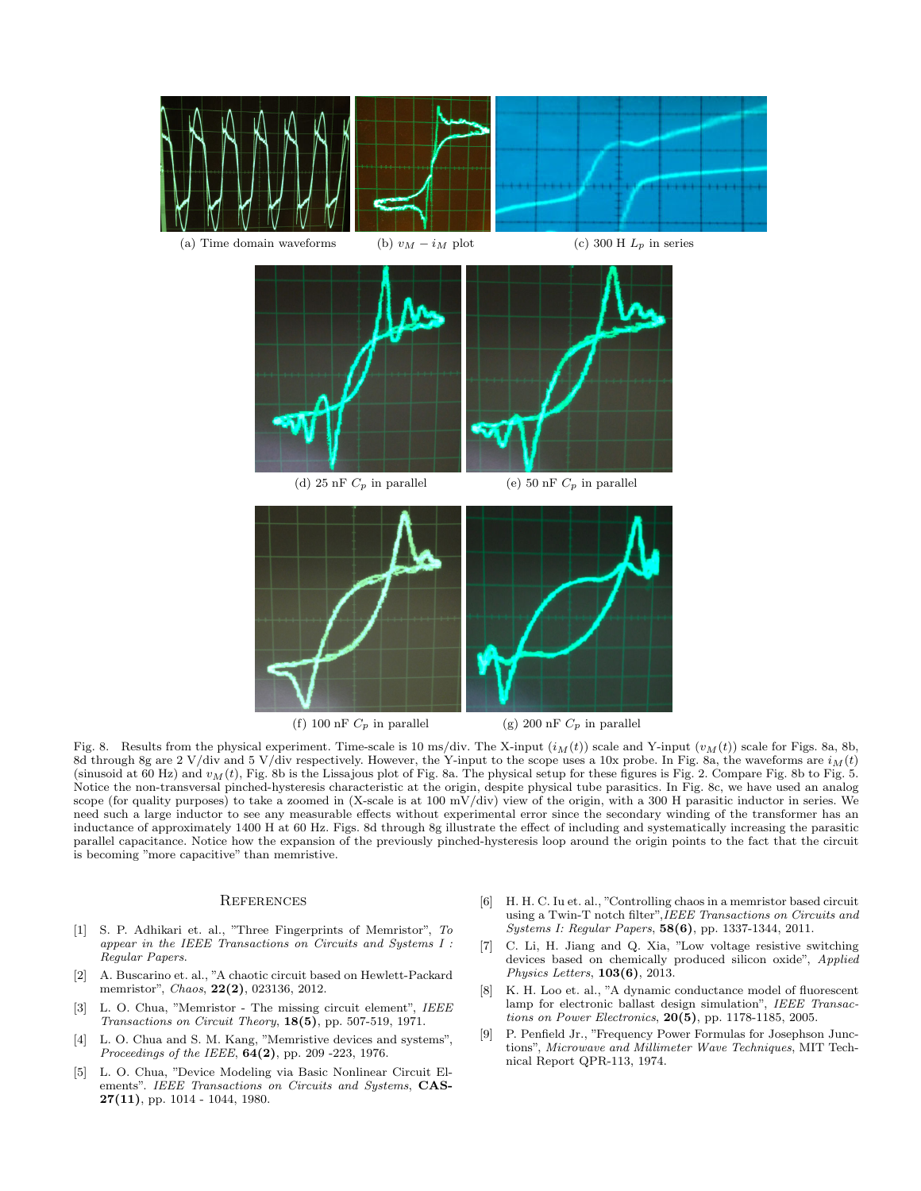(a) Time domain waveforms

(b) $v_M - i_M$ plot

(c) 300 H $L_p$ in series

(d) 25 nF $C_p$ in parallel

(e) 50 nF $C_p$ in parallel

(f) 100 nF $C_p$ in parallel

(g) 200 nF $C_p$ in parallel

Fig. 8. Results from the physical experiment. Time-scale is 10 ms/div. The X-input ($i_M(t)$) scale and Y-input ($v_M(t)$) scale for Figs. 8a, 8b, 8d through 8g are 2 V/div and 5 V/div respectively. However, the Y-input to the scope uses a 10x probe. In Fig. 8a, the waveforms are $i_M(t)$ (sinusoid at 60 Hz) and $v_M(t)$, Fig. 8b is the Lissajous plot of Fig. 8a. The physical setup for these figures is Fig. 2. Compare Fig. 8b to Fig. 5. Notice the non-transversal pinched-hysteresis characteristic at the origin, despite physical tube parasitics. In Fig. 8c, we have used an analog scope (for quality purposes) to take a zoomed in (X-scale is at 100 mV/div) view of the origin, with a 300 H parasitic inductor in series. We need such a large inductor to see any measurable effects without experimental error since the secondary winding of the transformer has an inductance of approximately 1400 H at 60 Hz. Figs. 8d through 8g illustrate the effect of including and systematically increasing the parasitic parallel capacitance. Notice how the expansion of the previously pinched-hysteresis loop around the origin points to the fact that the circuit is becoming "more capacitive" than memristive.

## References

[1] S. P. Adhikari et. al., "Three Fingerprints of Memristor", *To appear in the IEEE Transactions on Circuits and Systems I : Regular Papers*.

[2] A. Buscarino et. al., "A chaotic circuit based on Hewlett-Packard memristor", *Chaos*, **22(2)**, 023136, 2012.

[3] L. O. Chua, "Memristor - The missing circuit element", *IEEE Transactions on Circuit Theory*, **18(5)**, pp. 507-519, 1971.

[4] L. O. Chua and S. M. Kang, "Memristive devices and systems", *Proceedings of the IEEE*, **64(2)**, pp. 209 -223, 1976.

[5] L. O. Chua, "Device Modeling via Basic Nonlinear Circuit Elements". *IEEE Transactions on Circuits and Systems*, **CAS-27(11)**, pp. 1014 - 1044, 1980.

[6] H. H. C. Iu et. al., "Controlling chaos in a memristor based circuit using a Twin-T notch filter", *IEEE Transactions on Circuits and Systems I: Regular Papers*, **58(6)**, pp. 1337-1344, 2011.

[7] C. Li, H. Jiang and Q. Xia, "Low voltage resistive switching devices based on chemically produced silicon oxide", *Applied Physics Letters*, **103(6)**, 2013.

[8] K. H. Loo et. al., "A dynamic conductance model of fluorescent lamp for electronic ballast design simulation", *IEEE Transactions on Power Electronics*, **20(5)**, pp. 1178-1185, 2005.

[9] P. Penfield Jr., "Frequency Power Formulas for Josephson Junctions", *Microwave and Millimeter Wave Techniques*, MIT Technical Report QPR-113, 1974.